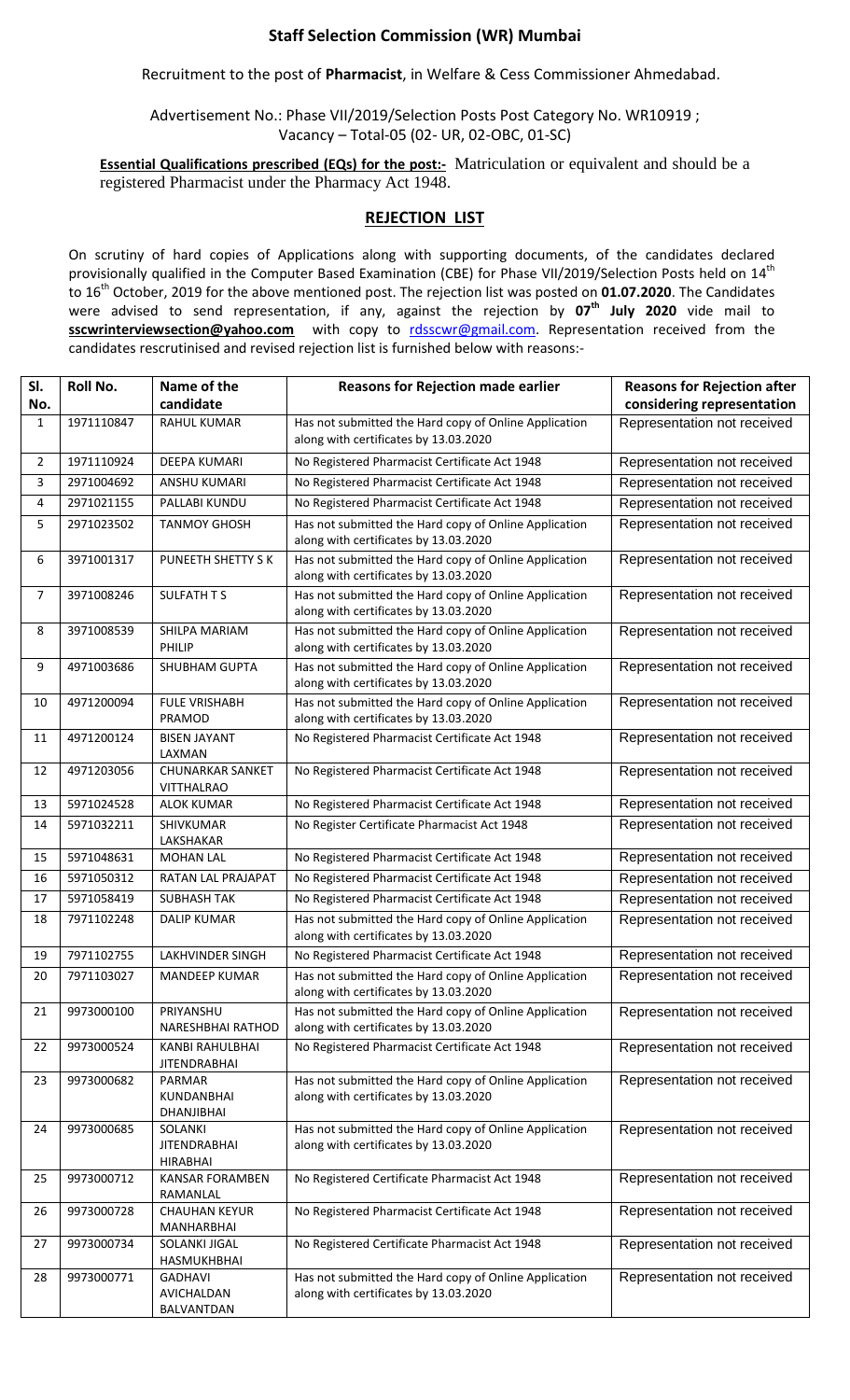# Staff Selection Commission (WR) Mumbai

Recruitment to the post of **Pharmacist**, in Welfare & Cess Commissioner Ahmedabad.

Advertisement No.: Phase VII/2019/Selection Posts Post Category No. WR10919 ; Vacancy – Total-05 (02- UR, 02-OBC, 01-SC)

**Essential Qualifications prescribed (EQs) for the post:-** Matriculation or equivalent and should be a registered Pharmacist under the Pharmacy Act 1948.

## REJECTION LIST

On scrutiny of hard copies of Applications along with supporting documents, of the candidates declared provisionally qualified in the Computer Based Examination (CBE) for Phase VII/2019/Selection Posts held on 14th to 16th October, 2019 for the above mentioned post. The rejection list was posted on **01.07.2020**. The Candidates were advised to send representation, if any, against the rejection by **07th July 2020** vide mail to **sscwrinterviewsection@yahoo.com** with copy to rdsscwr@gmail.com. Representation received from the candidates rescrutinised and revised rejection list is furnished below with reasons:-

| Sl. No. | Roll No. | Name of the candidate | Reasons for Rejection made earlier | Reasons for Rejection after considering representation |
|---|---|---|---|---|
| 1 | 1971110847 | RAHUL KUMAR | Has not submitted the Hard copy of Online Application along with certificates by 13.03.2020 | Representation not received |
| 2 | 1971110924 | DEEPA KUMARI | No Registered Pharmacist Certificate Act 1948 | Representation not received |
| 3 | 2971004692 | ANSHU KUMARI | No Registered Pharmacist Certificate Act 1948 | Representation not received |
| 4 | 2971021155 | PALLABI KUNDU | No Registered Pharmacist Certificate Act 1948 | Representation not received |
| 5 | 2971023502 | TANMOY GHOSH | Has not submitted the Hard copy of Online Application along with certificates by 13.03.2020 | Representation not received |
| 6 | 3971001317 | PUNEETH SHETTY S K | Has not submitted the Hard copy of Online Application along with certificates by 13.03.2020 | Representation not received |
| 7 | 3971008246 | SULFATH T S | Has not submitted the Hard copy of Online Application along with certificates by 13.03.2020 | Representation not received |
| 8 | 3971008539 | SHILPA MARIAM PHILIP | Has not submitted the Hard copy of Online Application along with certificates by 13.03.2020 | Representation not received |
| 9 | 4971003686 | SHUBHAM GUPTA | Has not submitted the Hard copy of Online Application along with certificates by 13.03.2020 | Representation not received |
| 10 | 4971200094 | FULE VRISHABH PRAMOD | Has not submitted the Hard copy of Online Application along with certificates by 13.03.2020 | Representation not received |
| 11 | 4971200124 | BISEN JAYANT LAXMAN | No Registered Pharmacist Certificate Act 1948 | Representation not received |
| 12 | 4971203056 | CHUNARKAR SANKET VITTHALRAO | No Registered Pharmacist Certificate Act 1948 | Representation not received |
| 13 | 5971024528 | ALOK KUMAR | No Registered Pharmacist Certificate Act 1948 | Representation not received |
| 14 | 5971032211 | SHIVKUMAR LAKSHAKAR | No Register Certificate Pharmacist Act 1948 | Representation not received |
| 15 | 5971048631 | MOHAN LAL | No Registered Pharmacist Certificate Act 1948 | Representation not received |
| 16 | 5971050312 | RATAN LAL PRAJAPAT | No Registered Pharmacist Certificate Act 1948 | Representation not received |
| 17 | 5971058419 | SUBHASH TAK | No Registered Pharmacist Certificate Act 1948 | Representation not received |
| 18 | 7971102248 | DALIP KUMAR | Has not submitted the Hard copy of Online Application along with certificates by 13.03.2020 | Representation not received |
| 19 | 7971102755 | LAKHVINDER SINGH | No Registered Pharmacist Certificate Act 1948 | Representation not received |
| 20 | 7971103027 | MANDEEP KUMAR | Has not submitted the Hard copy of Online Application along with certificates by 13.03.2020 | Representation not received |
| 21 | 9973000100 | PRIYANSHU NARESHBHAI RATHOD | Has not submitted the Hard copy of Online Application along with certificates by 13.03.2020 | Representation not received |
| 22 | 9973000524 | KANBI RAHULBHAI JITENDRABHAI | No Registered Pharmacist Certificate Act 1948 | Representation not received |
| 23 | 9973000682 | PARMAR KUNDANBHAI DHANJIBHAI | Has not submitted the Hard copy of Online Application along with certificates by 13.03.2020 | Representation not received |
| 24 | 9973000685 | SOLANKI JITENDRABHAI HIRABHAI | Has not submitted the Hard copy of Online Application along with certificates by 13.03.2020 | Representation not received |
| 25 | 9973000712 | KANSAR FORAMBEN RAMANLAL | No Registered Certificate Pharmacist Act 1948 | Representation not received |
| 26 | 9973000728 | CHAUHAN KEYUR MANHARBHAI | No Registered Pharmacist Certificate Act 1948 | Representation not received |
| 27 | 9973000734 | SOLANKI JIGAL HASMUKHBHAI | No Registered Certificate Pharmacist Act 1948 | Representation not received |
| 28 | 9973000771 | GADHAVI AVICHALDAN BALVANTDAN | Has not submitted the Hard copy of Online Application along with certificates by 13.03.2020 | Representation not received |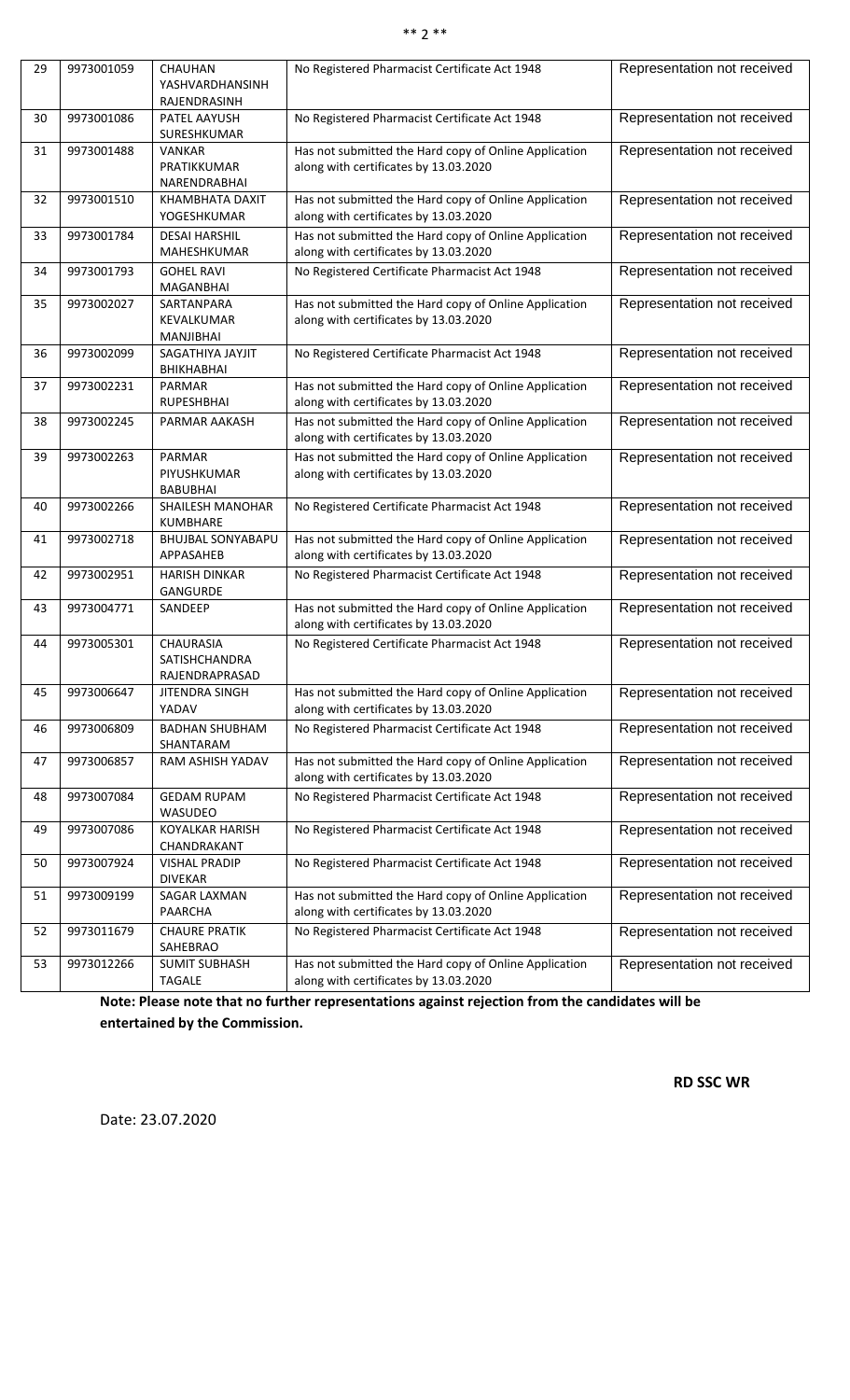| | | | | |
|---|---|---|---|---|
| 29 | 9973001059 | CHAUHAN YASHVARDHANSINH RAJENDRASINH | No Registered Pharmacist Certificate Act 1948 | Representation not received |
| 30 | 9973001086 | PATEL AAYUSH SURESHKUMAR | No Registered Pharmacist Certificate Act 1948 | Representation not received |
| 31 | 9973001488 | VANKAR PRATIKKUMAR NARENDRABHAI | Has not submitted the Hard copy of Online Application along with certificates by 13.03.2020 | Representation not received |
| 32 | 9973001510 | KHAMBHATA DAXIT YOGESHKUMAR | Has not submitted the Hard copy of Online Application along with certificates by 13.03.2020 | Representation not received |
| 33 | 9973001784 | DESAI HARSHIL MAHESHKUMAR | Has not submitted the Hard copy of Online Application along with certificates by 13.03.2020 | Representation not received |
| 34 | 9973001793 | GOHEL RAVI MAGANBHAI | No Registered Certificate Pharmacist Act 1948 | Representation not received |
| 35 | 9973002027 | SARTANPARA KEVALKUMAR MANJIBHAI | Has not submitted the Hard copy of Online Application along with certificates by 13.03.2020 | Representation not received |
| 36 | 9973002099 | SAGATHIYA JAYJIT BHIKHABHAI | No Registered Certificate Pharmacist Act 1948 | Representation not received |
| 37 | 9973002231 | PARMAR RUPESHBHAI | Has not submitted the Hard copy of Online Application along with certificates by 13.03.2020 | Representation not received |
| 38 | 9973002245 | PARMAR AAKASH | Has not submitted the Hard copy of Online Application along with certificates by 13.03.2020 | Representation not received |
| 39 | 9973002263 | PARMAR PIYUSHKUMAR BABUBHAI | Has not submitted the Hard copy of Online Application along with certificates by 13.03.2020 | Representation not received |
| 40 | 9973002266 | SHAILESH MANOHAR KUMBHARE | No Registered Certificate Pharmacist Act 1948 | Representation not received |
| 41 | 9973002718 | BHUJBAL SONYABAPU APPASAHEB | Has not submitted the Hard copy of Online Application along with certificates by 13.03.2020 | Representation not received |
| 42 | 9973002951 | HARISH DINKAR GANGURDE | No Registered Pharmacist Certificate Act 1948 | Representation not received |
| 43 | 9973004771 | SANDEEP | Has not submitted the Hard copy of Online Application along with certificates by 13.03.2020 | Representation not received |
| 44 | 9973005301 | CHAURASIA SATISHCHANDRA RAJENDRAPRASAD | No Registered Certificate Pharmacist Act 1948 | Representation not received |
| 45 | 9973006647 | JITENDRA SINGH YADAV | Has not submitted the Hard copy of Online Application along with certificates by 13.03.2020 | Representation not received |
| 46 | 9973006809 | BADHAN SHUBHAM SHANTARAM | No Registered Pharmacist Certificate Act 1948 | Representation not received |
| 47 | 9973006857 | RAM ASHISH YADAV | Has not submitted the Hard copy of Online Application along with certificates by 13.03.2020 | Representation not received |
| 48 | 9973007084 | GEDAM RUPAM WASUDEO | No Registered Pharmacist Certificate Act 1948 | Representation not received |
| 49 | 9973007086 | KOYALKAR HARISH CHANDRAKANT | No Registered Pharmacist Certificate Act 1948 | Representation not received |
| 50 | 9973007924 | VISHAL PRADIP DIVEKAR | No Registered Pharmacist Certificate Act 1948 | Representation not received |
| 51 | 9973009199 | SAGAR LAXMAN PAARCHA | Has not submitted the Hard copy of Online Application along with certificates by 13.03.2020 | Representation not received |
| 52 | 9973011679 | CHAURE PRATIK SAHEBRAO | No Registered Pharmacist Certificate Act 1948 | Representation not received |
| 53 | 9973012266 | SUMIT SUBHASH TAGALE | Has not submitted the Hard copy of Online Application along with certificates by 13.03.2020 | Representation not received |

**Note: Please note that no further representations against rejection from the candidates will be entertained by the Commission.**

**RD SSC WR**

Date: 23.07.2020